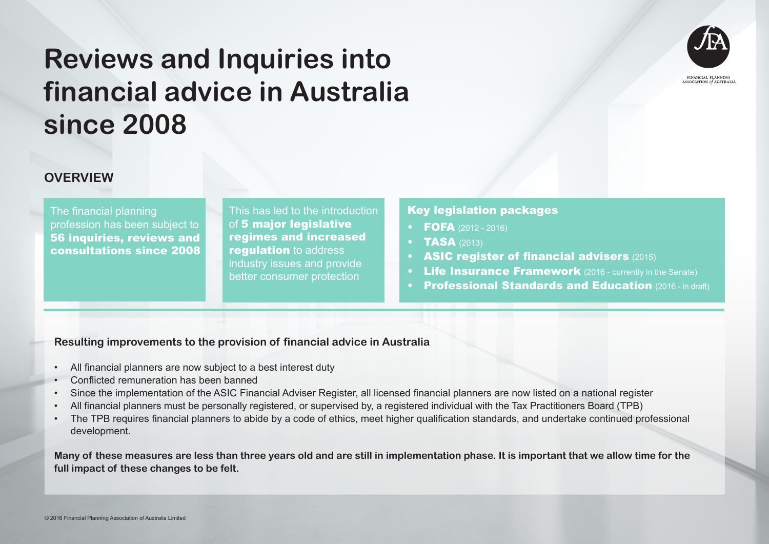# Reviews and Inquiries into financial advice in Australia since 2008

## OVERVIEW

The financial planning profession has been subject to **56 inquiries, reviews and consultations since 2008**

This has led to the introduction of **5 major legislative regimes and increased regulation** to address industry issues and provide better consumer protection

### Key legislation packages

- **FOFA** (2012 - 2016)
- **TASA** (2013)
- **ASIC register of financial advisers** (2015)
- **Life Insurance Framework** (2016 - currently in the Senate)
- **Professional Standards and Education** (2016 - in draft)

**Resulting improvements to the provision of financial advice in Australia**

- All financial planners are now subject to a best interest duty
- Conflicted remuneration has been banned
- Since the implementation of the ASIC Financial Adviser Register, all licensed financial planners are now listed on a national register
- All financial planners must be personally registered, or supervised by, a registered individual with the Tax Practitioners Board (TPB)
- The TPB requires financial planners to abide by a code of ethics, meet higher qualification standards, and undertake continued professional development.

**Many of these measures are less than three years old and are still in implementation phase. It is important that we allow time for the full impact of these changes to be felt.**

© 2016 Financial Planning Association of Australia Limited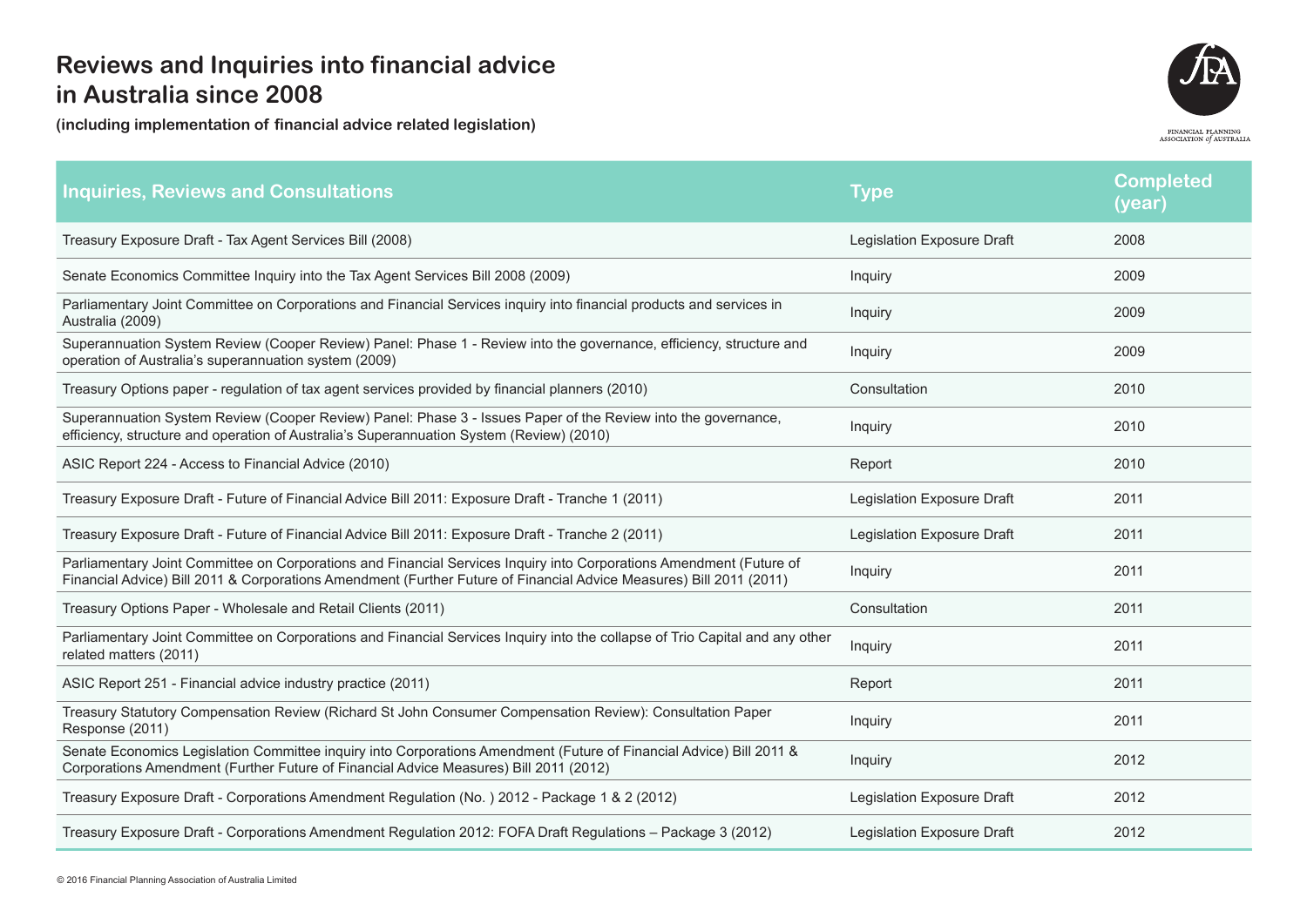# Reviews and Inquiries into financial advice in Australia since 2008

**(including implementation of financial advice related legislation)**

| Inquiries, Reviews and Consultations | Type | Completed (year) |
|---|---|---|
| Treasury Exposure Draft - Tax Agent Services Bill (2008) | Legislation Exposure Draft | 2008 |
| Senate Economics Committee Inquiry into the Tax Agent Services Bill 2008 (2009) | Inquiry | 2009 |
| Parliamentary Joint Committee on Corporations and Financial Services inquiry into financial products and services in Australia (2009) | Inquiry | 2009 |
| Superannuation System Review (Cooper Review) Panel: Phase 1 - Review into the governance, efficiency, structure and operation of Australia's superannuation system (2009) | Inquiry | 2009 |
| Treasury Options paper - regulation of tax agent services provided by financial planners (2010) | Consultation | 2010 |
| Superannuation System Review (Cooper Review) Panel: Phase 3 - Issues Paper of the Review into the governance, efficiency, structure and operation of Australia's Superannuation System (Review) (2010) | Inquiry | 2010 |
| ASIC Report 224 - Access to Financial Advice (2010) | Report | 2010 |
| Treasury Exposure Draft - Future of Financial Advice Bill 2011: Exposure Draft - Tranche 1 (2011) | Legislation Exposure Draft | 2011 |
| Treasury Exposure Draft - Future of Financial Advice Bill 2011: Exposure Draft - Tranche 2 (2011) | Legislation Exposure Draft | 2011 |
| Parliamentary Joint Committee on Corporations and Financial Services Inquiry into Corporations Amendment (Future of Financial Advice) Bill 2011 & Corporations Amendment (Further Future of Financial Advice Measures) Bill 2011 (2011) | Inquiry | 2011 |
| Treasury Options Paper - Wholesale and Retail Clients (2011) | Consultation | 2011 |
| Parliamentary Joint Committee on Corporations and Financial Services Inquiry into the collapse of Trio Capital and any other related matters (2011) | Inquiry | 2011 |
| ASIC Report 251 - Financial advice industry practice (2011) | Report | 2011 |
| Treasury Statutory Compensation Review (Richard St John Consumer Compensation Review): Consultation Paper Response (2011) | Inquiry | 2011 |
| Senate Economics Legislation Committee inquiry into Corporations Amendment (Future of Financial Advice) Bill 2011 & Corporations Amendment (Further Future of Financial Advice Measures) Bill 2011 (2012) | Inquiry | 2012 |
| Treasury Exposure Draft - Corporations Amendment Regulation (No. ) 2012 - Package 1 & 2 (2012) | Legislation Exposure Draft | 2012 |
| Treasury Exposure Draft - Corporations Amendment Regulation 2012: FOFA Draft Regulations – Package 3 (2012) | Legislation Exposure Draft | 2012 |

© 2016 Financial Planning Association of Australia Limited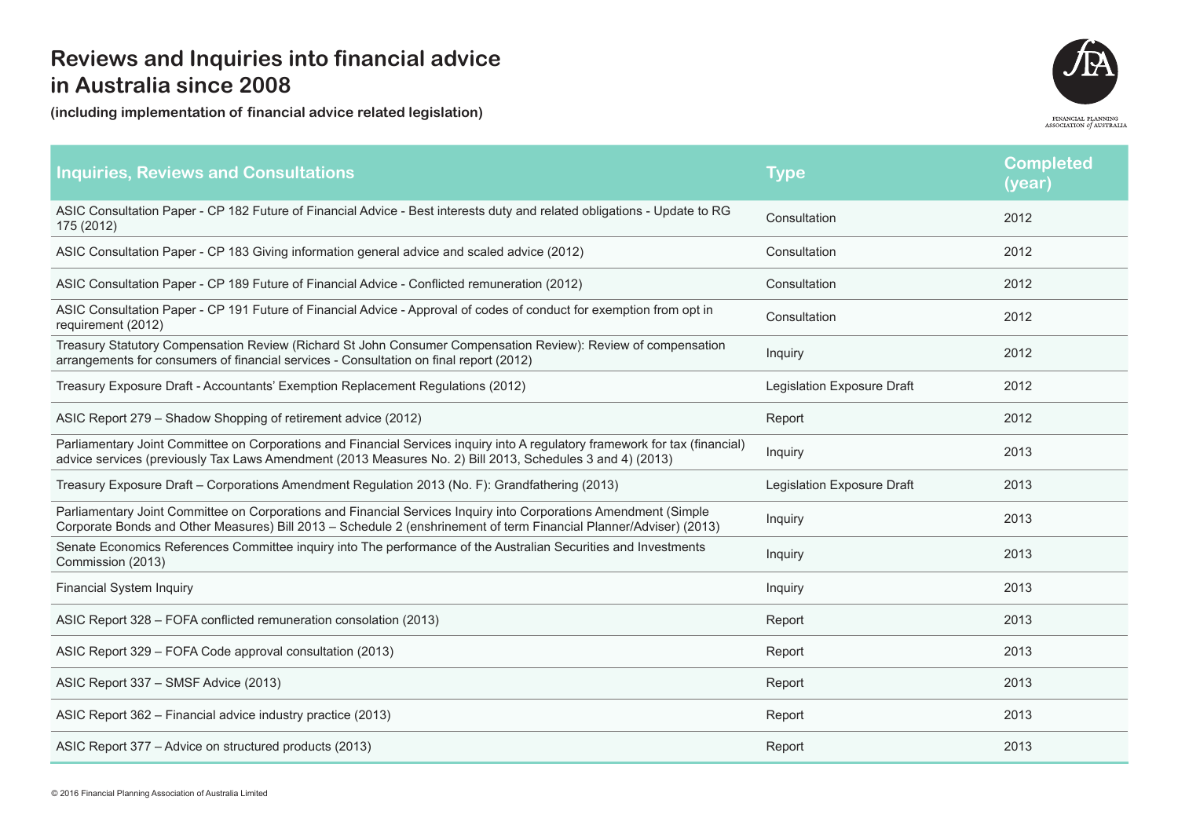# Reviews and Inquiries into financial advice in Australia since 2008

**(including implementation of financial advice related legislation)**

| Inquiries, Reviews and Consultations | Type | Completed (year) |
|---|---|---|
| ASIC Consultation Paper - CP 182 Future of Financial Advice - Best interests duty and related obligations - Update to RG 175 (2012) | Consultation | 2012 |
| ASIC Consultation Paper - CP 183 Giving information general advice and scaled advice (2012) | Consultation | 2012 |
| ASIC Consultation Paper - CP 189 Future of Financial Advice - Conflicted remuneration (2012) | Consultation | 2012 |
| ASIC Consultation Paper - CP 191 Future of Financial Advice - Approval of codes of conduct for exemption from opt in requirement (2012) | Consultation | 2012 |
| Treasury Statutory Compensation Review (Richard St John Consumer Compensation Review): Review of compensation arrangements for consumers of financial services - Consultation on final report (2012) | Inquiry | 2012 |
| Treasury Exposure Draft - Accountants' Exemption Replacement Regulations (2012) | Legislation Exposure Draft | 2012 |
| ASIC Report 279 – Shadow Shopping of retirement advice (2012) | Report | 2012 |
| Parliamentary Joint Committee on Corporations and Financial Services inquiry into A regulatory framework for tax (financial) advice services (previously Tax Laws Amendment (2013 Measures No. 2) Bill 2013, Schedules 3 and 4) (2013) | Inquiry | 2013 |
| Treasury Exposure Draft – Corporations Amendment Regulation 2013 (No. F): Grandfathering (2013) | Legislation Exposure Draft | 2013 |
| Parliamentary Joint Committee on Corporations and Financial Services Inquiry into Corporations Amendment (Simple Corporate Bonds and Other Measures) Bill 2013 – Schedule 2 (enshrinement of term Financial Planner/Adviser) (2013) | Inquiry | 2013 |
| Senate Economics References Committee inquiry into The performance of the Australian Securities and Investments Commission (2013) | Inquiry | 2013 |
| Financial System Inquiry | Inquiry | 2013 |
| ASIC Report 328 – FOFA conflicted remuneration consolation (2013) | Report | 2013 |
| ASIC Report 329 – FOFA Code approval consultation (2013) | Report | 2013 |
| ASIC Report 337 – SMSF Advice (2013) | Report | 2013 |
| ASIC Report 362 – Financial advice industry practice (2013) | Report | 2013 |
| ASIC Report 377 – Advice on structured products (2013) | Report | 2013 |

© 2016 Financial Planning Association of Australia Limited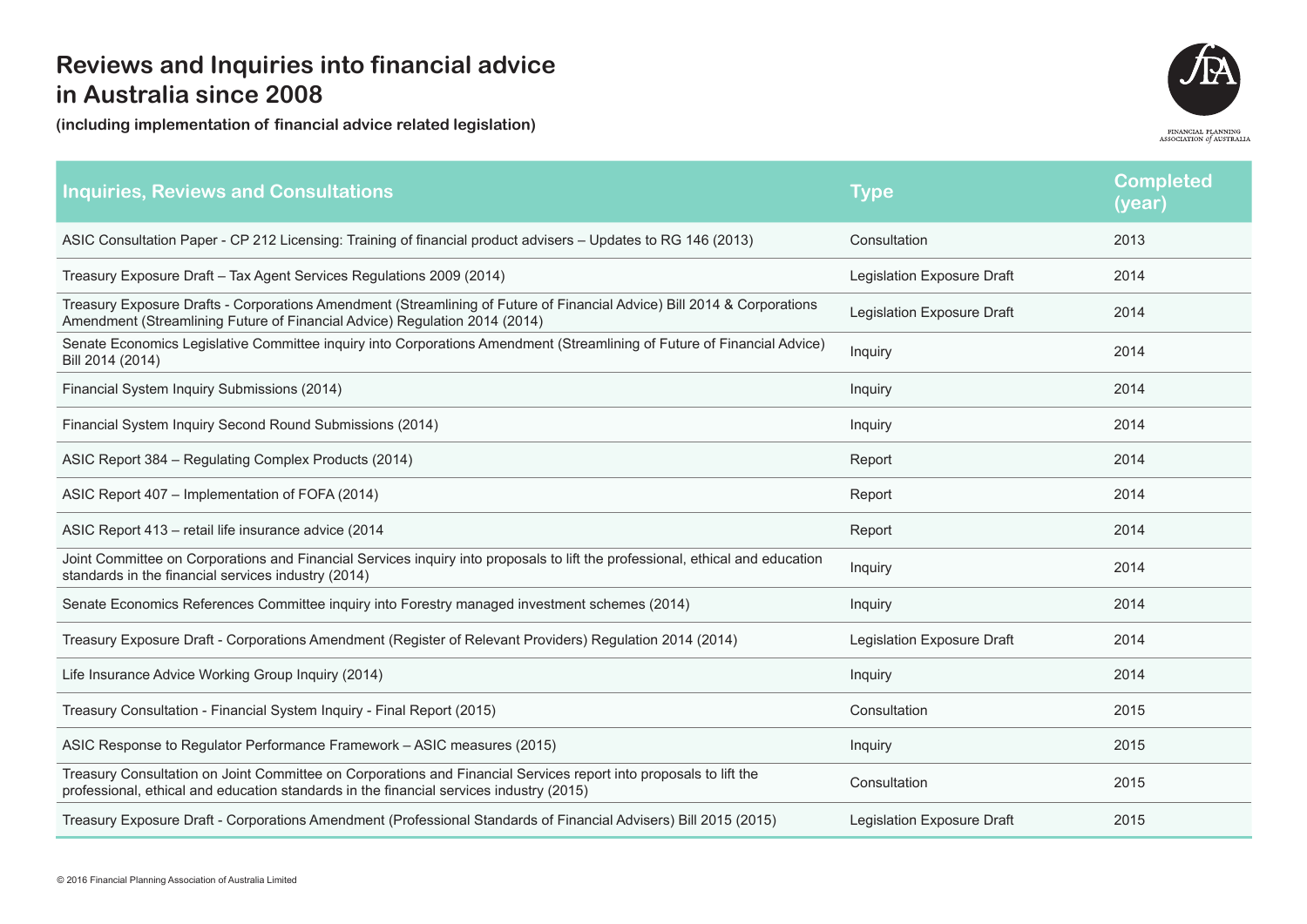# Reviews and Inquiries into financial advice in Australia since 2008

**(including implementation of financial advice related legislation)**

| Inquiries, Reviews and Consultations | Type | Completed (year) |
|---|---|---|
| ASIC Consultation Paper - CP 212 Licensing: Training of financial product advisers – Updates to RG 146 (2013) | Consultation | 2013 |
| Treasury Exposure Draft – Tax Agent Services Regulations 2009 (2014) | Legislation Exposure Draft | 2014 |
| Treasury Exposure Drafts - Corporations Amendment (Streamlining of Future of Financial Advice) Bill 2014 & Corporations Amendment (Streamlining Future of Financial Advice) Regulation 2014 (2014) | Legislation Exposure Draft | 2014 |
| Senate Economics Legislative Committee inquiry into Corporations Amendment (Streamlining of Future of Financial Advice) Bill 2014 (2014) | Inquiry | 2014 |
| Financial System Inquiry Submissions (2014) | Inquiry | 2014 |
| Financial System Inquiry Second Round Submissions (2014) | Inquiry | 2014 |
| ASIC Report 384 – Regulating Complex Products (2014) | Report | 2014 |
| ASIC Report 407 – Implementation of FOFA (2014) | Report | 2014 |
| ASIC Report 413 – retail life insurance advice (2014 | Report | 2014 |
| Joint Committee on Corporations and Financial Services inquiry into proposals to lift the professional, ethical and education standards in the financial services industry (2014) | Inquiry | 2014 |
| Senate Economics References Committee inquiry into Forestry managed investment schemes (2014) | Inquiry | 2014 |
| Treasury Exposure Draft - Corporations Amendment (Register of Relevant Providers) Regulation 2014 (2014) | Legislation Exposure Draft | 2014 |
| Life Insurance Advice Working Group Inquiry (2014) | Inquiry | 2014 |
| Treasury Consultation - Financial System Inquiry - Final Report (2015) | Consultation | 2015 |
| ASIC Response to Regulator Performance Framework – ASIC measures (2015) | Inquiry | 2015 |
| Treasury Consultation on Joint Committee on Corporations and Financial Services report into proposals to lift the professional, ethical and education standards in the financial services industry (2015) | Consultation | 2015 |
| Treasury Exposure Draft - Corporations Amendment (Professional Standards of Financial Advisers) Bill 2015 (2015) | Legislation Exposure Draft | 2015 |

© 2016 Financial Planning Association of Australia Limited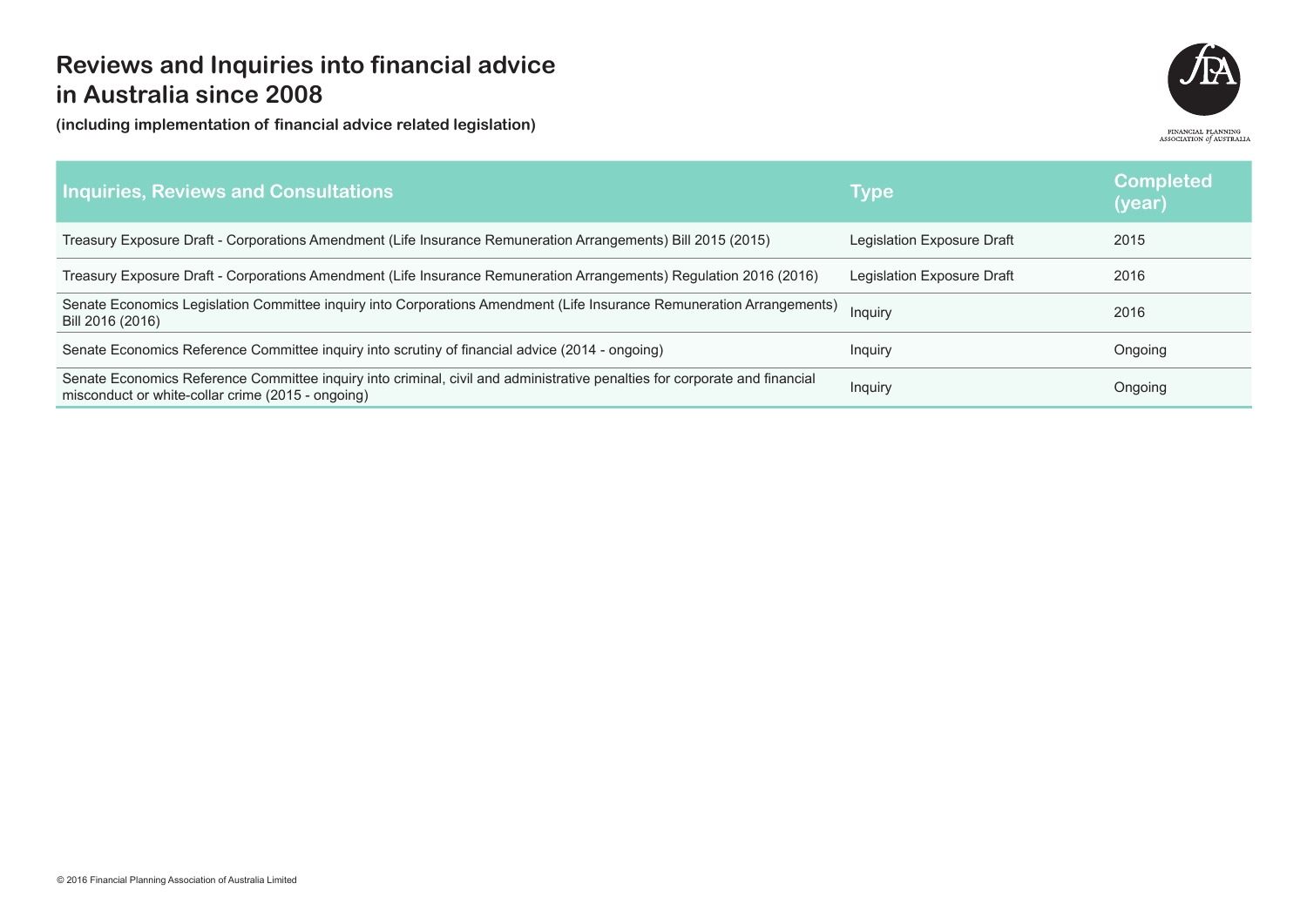# Reviews and Inquiries into financial advice in Australia since 2008

**(including implementation of financial advice related legislation)**

| Inquiries, Reviews and Consultations | Type | Completed (year) |
|---|---|---|
| Treasury Exposure Draft - Corporations Amendment (Life Insurance Remuneration Arrangements) Bill 2015 (2015) | Legislation Exposure Draft | 2015 |
| Treasury Exposure Draft - Corporations Amendment (Life Insurance Remuneration Arrangements) Regulation 2016 (2016) | Legislation Exposure Draft | 2016 |
| Senate Economics Legislation Committee inquiry into Corporations Amendment (Life Insurance Remuneration Arrangements) Bill 2016 (2016) | Inquiry | 2016 |
| Senate Economics Reference Committee inquiry into scrutiny of financial advice (2014 - ongoing) | Inquiry | Ongoing |
| Senate Economics Reference Committee inquiry into criminal, civil and administrative penalties for corporate and financial misconduct or white-collar crime (2015 - ongoing) | Inquiry | Ongoing |

© 2016 Financial Planning Association of Australia Limited